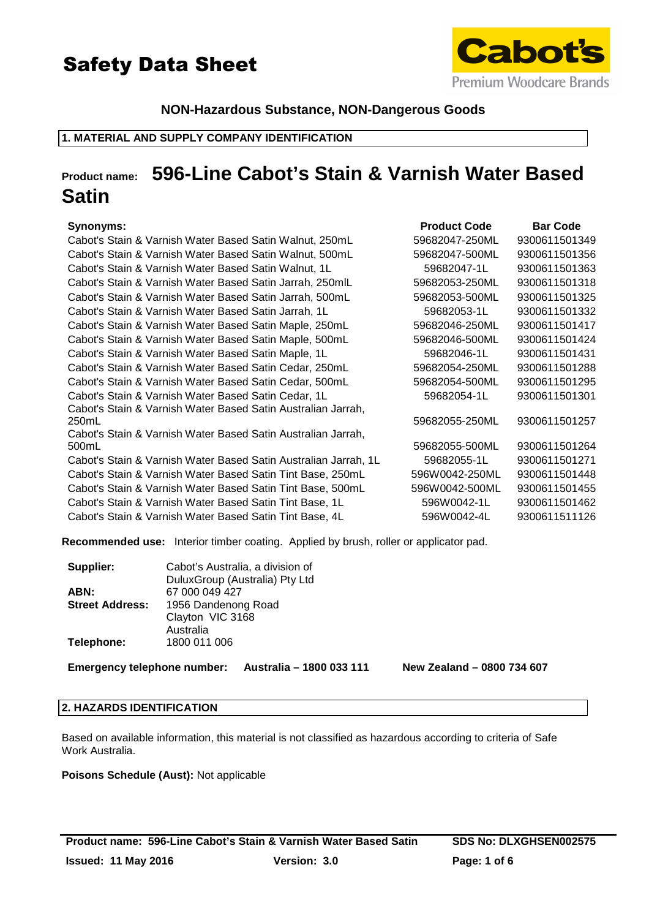# Safety Data Sheet

Cabot's
Premium Woodcare Brands

**NON-Hazardous Substance, NON-Dangerous Goods**

## 1. MATERIAL AND SUPPLY COMPANY IDENTIFICATION

# Product name: 596-Line Cabot's Stain & Varnish Water Based Satin

| Synonyms: | Product Code | Bar Code |
|---|---|---|
| Cabot's Stain & Varnish Water Based Satin Walnut, 250mL | 59682047-250ML | 9300611501349 |
| Cabot's Stain & Varnish Water Based Satin Walnut, 500mL | 59682047-500ML | 9300611501356 |
| Cabot's Stain & Varnish Water Based Satin Walnut, 1L | 59682047-1L | 9300611501363 |
| Cabot's Stain & Varnish Water Based Satin Jarrah, 250mlL | 59682053-250ML | 9300611501318 |
| Cabot's Stain & Varnish Water Based Satin Jarrah, 500mL | 59682053-500ML | 9300611501325 |
| Cabot's Stain & Varnish Water Based Satin Jarrah, 1L | 59682053-1L | 9300611501332 |
| Cabot's Stain & Varnish Water Based Satin Maple, 250mL | 59682046-250ML | 9300611501417 |
| Cabot's Stain & Varnish Water Based Satin Maple, 500mL | 59682046-500ML | 9300611501424 |
| Cabot's Stain & Varnish Water Based Satin Maple, 1L | 59682046-1L | 9300611501431 |
| Cabot's Stain & Varnish Water Based Satin Cedar, 250mL | 59682054-250ML | 9300611501288 |
| Cabot's Stain & Varnish Water Based Satin Cedar, 500mL | 59682054-500ML | 9300611501295 |
| Cabot's Stain & Varnish Water Based Satin Cedar, 1L | 59682054-1L | 9300611501301 |
| Cabot's Stain & Varnish Water Based Satin Australian Jarrah, 250mL | 59682055-250ML | 9300611501257 |
| Cabot's Stain & Varnish Water Based Satin Australian Jarrah, 500mL | 59682055-500ML | 9300611501264 |
| Cabot's Stain & Varnish Water Based Satin Australian Jarrah, 1L | 59682055-1L | 9300611501271 |
| Cabot's Stain & Varnish Water Based Satin Tint Base, 250mL | 596W0042-250ML | 9300611501448 |
| Cabot's Stain & Varnish Water Based Satin Tint Base, 500mL | 596W0042-500ML | 9300611501455 |
| Cabot's Stain & Varnish Water Based Satin Tint Base, 1L | 596W0042-1L | 9300611501462 |
| Cabot's Stain & Varnish Water Based Satin Tint Base, 4L | 596W0042-4L | 9300611511126 |

**Recommended use:** Interior timber coating. Applied by brush, roller or applicator pad.

**Supplier:** Cabot's Australia, a division of DuluxGroup (Australia) Pty Ltd
**ABN:** 67 000 049 427
**Street Address:** 1956 Dandenong Road
Clayton VIC 3168
Australia
**Telephone:** 1800 011 006

**Emergency telephone number:** **Australia – 1800 033 111** **New Zealand – 0800 734 607**

## 2. HAZARDS IDENTIFICATION

Based on available information, this material is not classified as hazardous according to criteria of Safe Work Australia.

**Poisons Schedule (Aust):** Not applicable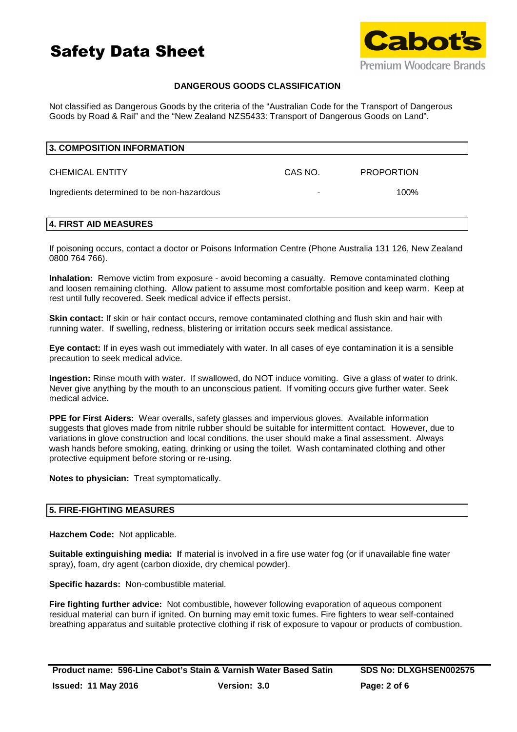**DANGEROUS GOODS CLASSIFICATION**

Not classified as Dangerous Goods by the criteria of the "Australian Code for the Transport of Dangerous Goods by Road & Rail" and the "New Zealand NZS5433: Transport of Dangerous Goods on Land".

## 3. COMPOSITION INFORMATION

| CHEMICAL ENTITY | CAS NO. | PROPORTION |
|---|---|---|
| Ingredients determined to be non-hazardous | - | 100% |

## 4. FIRST AID MEASURES

If poisoning occurs, contact a doctor or Poisons Information Centre (Phone Australia 131 126, New Zealand 0800 764 766).

**Inhalation:** Remove victim from exposure - avoid becoming a casualty. Remove contaminated clothing and loosen remaining clothing. Allow patient to assume most comfortable position and keep warm. Keep at rest until fully recovered. Seek medical advice if effects persist.

**Skin contact:** If skin or hair contact occurs, remove contaminated clothing and flush skin and hair with running water. If swelling, redness, blistering or irritation occurs seek medical assistance.

**Eye contact:** If in eyes wash out immediately with water. In all cases of eye contamination it is a sensible precaution to seek medical advice.

**Ingestion:** Rinse mouth with water. If swallowed, do NOT induce vomiting. Give a glass of water to drink. Never give anything by the mouth to an unconscious patient. If vomiting occurs give further water. Seek medical advice.

**PPE for First Aiders:** Wear overalls, safety glasses and impervious gloves. Available information suggests that gloves made from nitrile rubber should be suitable for intermittent contact. However, due to variations in glove construction and local conditions, the user should make a final assessment. Always wash hands before smoking, eating, drinking or using the toilet. Wash contaminated clothing and other protective equipment before storing or re-using.

**Notes to physician:** Treat symptomatically.

## 5. FIRE-FIGHTING MEASURES

**Hazchem Code:** Not applicable.

**Suitable extinguishing media:** If material is involved in a fire use water fog (or if unavailable fine water spray), foam, dry agent (carbon dioxide, dry chemical powder).

**Specific hazards:** Non-combustible material.

**Fire fighting further advice:** Not combustible, however following evaporation of aqueous component residual material can burn if ignited. On burning may emit toxic fumes. Fire fighters to wear self-contained breathing apparatus and suitable protective clothing if risk of exposure to vapour or products of combustion.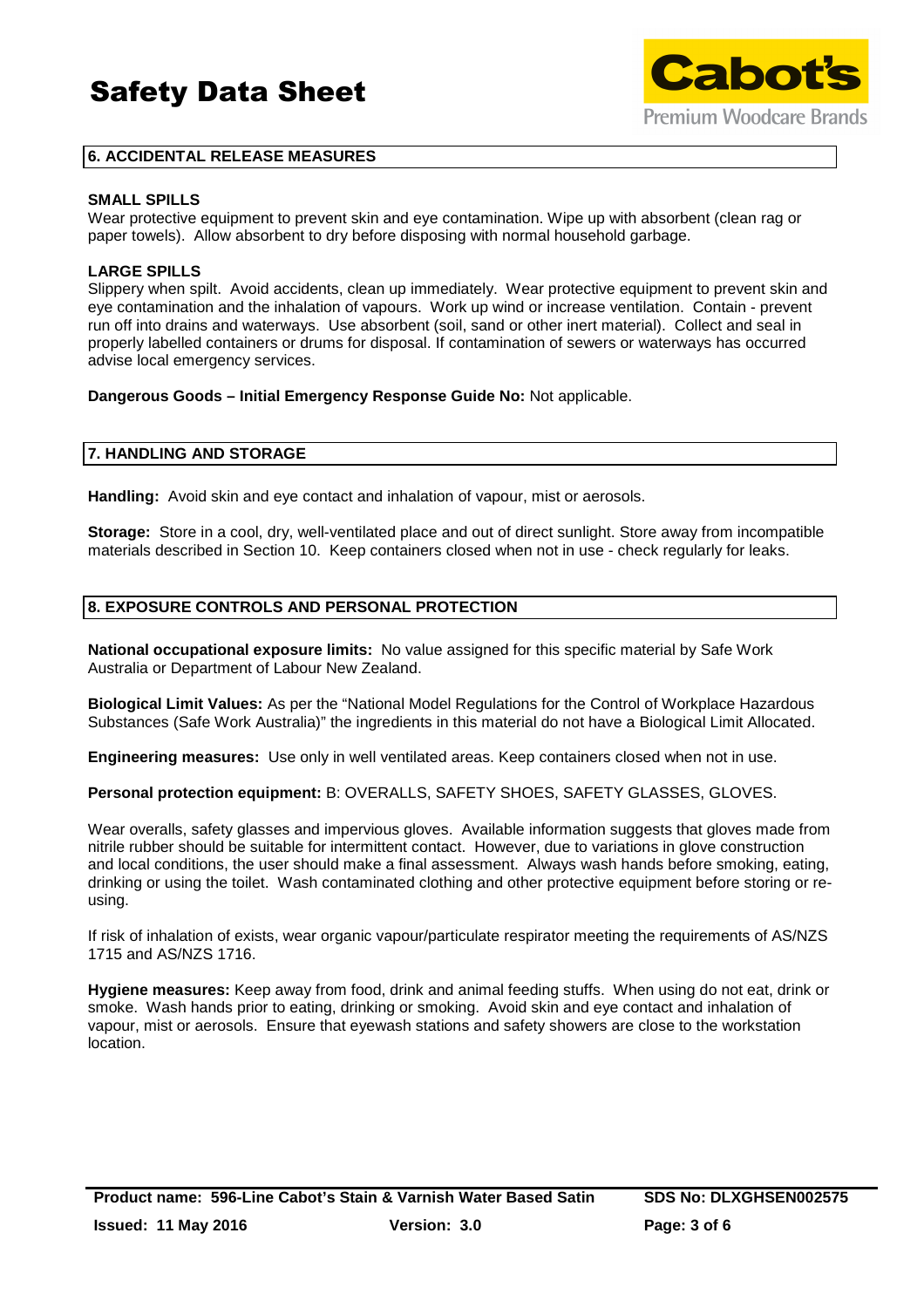## 6. ACCIDENTAL RELEASE MEASURES

**SMALL SPILLS**

Wear protective equipment to prevent skin and eye contamination. Wipe up with absorbent (clean rag or paper towels). Allow absorbent to dry before disposing with normal household garbage.

**LARGE SPILLS**

Slippery when spilt. Avoid accidents, clean up immediately. Wear protective equipment to prevent skin and eye contamination and the inhalation of vapours. Work up wind or increase ventilation. Contain - prevent run off into drains and waterways. Use absorbent (soil, sand or other inert material). Collect and seal in properly labelled containers or drums for disposal. If contamination of sewers or waterways has occurred advise local emergency services.

**Dangerous Goods – Initial Emergency Response Guide No:** Not applicable.

## 7. HANDLING AND STORAGE

**Handling:** Avoid skin and eye contact and inhalation of vapour, mist or aerosols.

**Storage:** Store in a cool, dry, well-ventilated place and out of direct sunlight. Store away from incompatible materials described in Section 10. Keep containers closed when not in use - check regularly for leaks.

## 8. EXPOSURE CONTROLS AND PERSONAL PROTECTION

**National occupational exposure limits:** No value assigned for this specific material by Safe Work Australia or Department of Labour New Zealand.

**Biological Limit Values:** As per the "National Model Regulations for the Control of Workplace Hazardous Substances (Safe Work Australia)" the ingredients in this material do not have a Biological Limit Allocated.

**Engineering measures:** Use only in well ventilated areas. Keep containers closed when not in use.

**Personal protection equipment:** B: OVERALLS, SAFETY SHOES, SAFETY GLASSES, GLOVES.

Wear overalls, safety glasses and impervious gloves. Available information suggests that gloves made from nitrile rubber should be suitable for intermittent contact. However, due to variations in glove construction and local conditions, the user should make a final assessment. Always wash hands before smoking, eating, drinking or using the toilet. Wash contaminated clothing and other protective equipment before storing or re-using.

If risk of inhalation of exists, wear organic vapour/particulate respirator meeting the requirements of AS/NZS 1715 and AS/NZS 1716.

**Hygiene measures:** Keep away from food, drink and animal feeding stuffs. When using do not eat, drink or smoke. Wash hands prior to eating, drinking or smoking. Avoid skin and eye contact and inhalation of vapour, mist or aerosols. Ensure that eyewash stations and safety showers are close to the workstation location.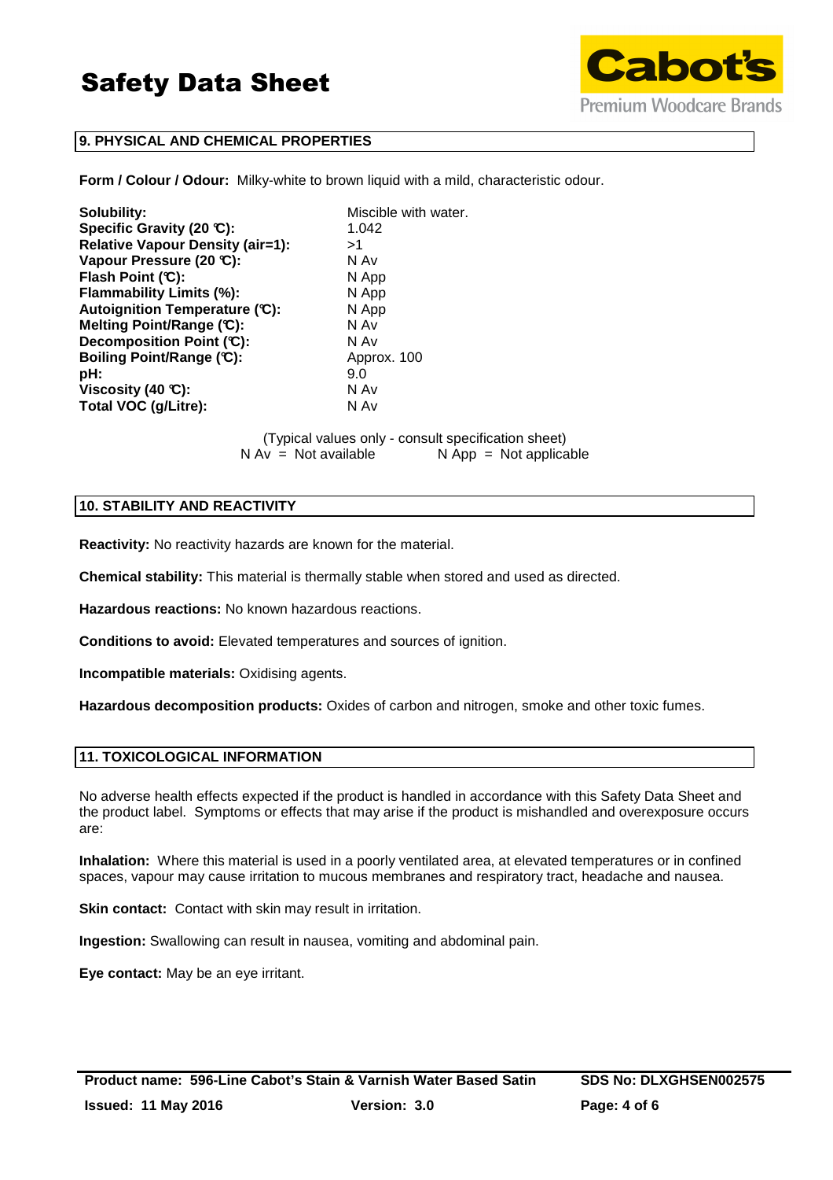## 9. PHYSICAL AND CHEMICAL PROPERTIES

**Form / Colour / Odour:** Milky-white to brown liquid with a mild, characteristic odour.

| | |
|---|---|
| **Solubility:** | Miscible with water. |
| **Specific Gravity (20 °C):** | 1.042 |
| **Relative Vapour Density (air=1):** | >1 |
| **Vapour Pressure (20 °C):** | N Av |
| **Flash Point (°C):** | N App |
| **Flammability Limits (%):** | N App |
| **Autoignition Temperature (°C):** | N App |
| **Melting Point/Range (°C):** | N Av |
| **Decomposition Point (°C):** | N Av |
| **Boiling Point/Range (°C):** | Approx. 100 |
| **pH:** | 9.0 |
| **Viscosity (40 °C):** | N Av |
| **Total VOC (g/Litre):** | N Av |

(Typical values only - consult specification sheet)
N Av = Not available        N App = Not applicable

## 10. STABILITY AND REACTIVITY

**Reactivity:** No reactivity hazards are known for the material.

**Chemical stability:** This material is thermally stable when stored and used as directed.

**Hazardous reactions:** No known hazardous reactions.

**Conditions to avoid:** Elevated temperatures and sources of ignition.

**Incompatible materials:** Oxidising agents.

**Hazardous decomposition products:** Oxides of carbon and nitrogen, smoke and other toxic fumes.

## 11. TOXICOLOGICAL INFORMATION

No adverse health effects expected if the product is handled in accordance with this Safety Data Sheet and the product label. Symptoms or effects that may arise if the product is mishandled and overexposure occurs are:

**Inhalation:** Where this material is used in a poorly ventilated area, at elevated temperatures or in confined spaces, vapour may cause irritation to mucous membranes and respiratory tract, headache and nausea.

**Skin contact:** Contact with skin may result in irritation.

**Ingestion:** Swallowing can result in nausea, vomiting and abdominal pain.

**Eye contact:** May be an eye irritant.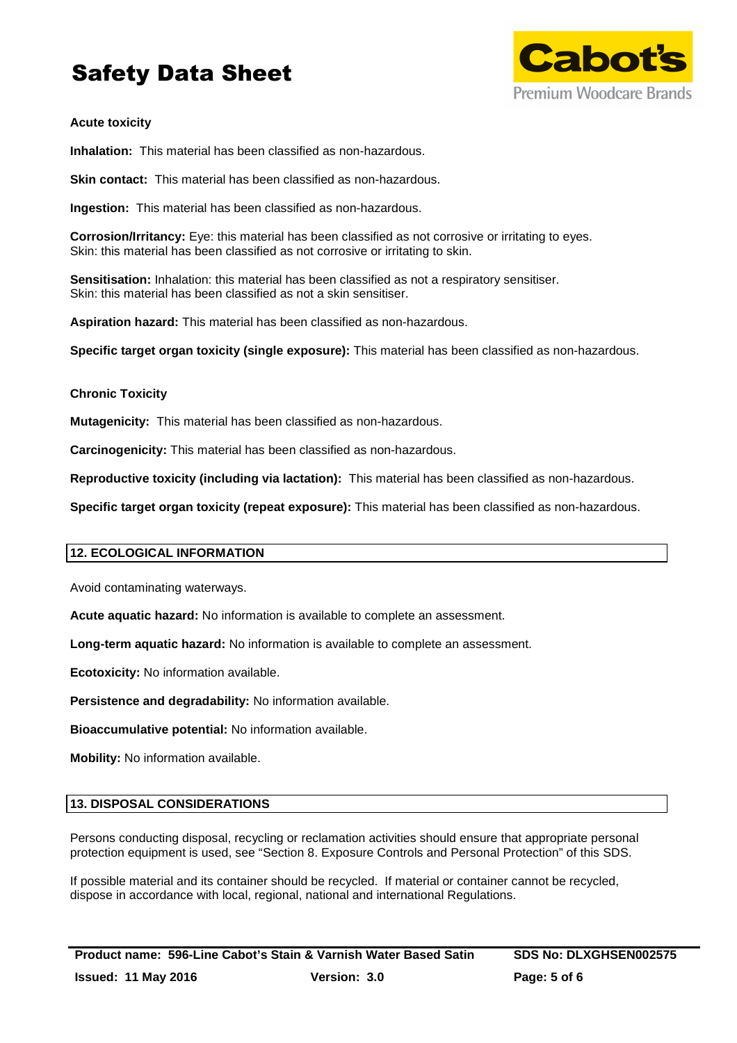**Acute toxicity**

**Inhalation:** This material has been classified as non-hazardous.

**Skin contact:** This material has been classified as non-hazardous.

**Ingestion:** This material has been classified as non-hazardous.

**Corrosion/Irritancy:** Eye: this material has been classified as not corrosive or irritating to eyes.
Skin: this material has been classified as not corrosive or irritating to skin.

**Sensitisation:** Inhalation: this material has been classified as not a respiratory sensitiser.
Skin: this material has been classified as not a skin sensitiser.

**Aspiration hazard:** This material has been classified as non-hazardous.

**Specific target organ toxicity (single exposure):** This material has been classified as non-hazardous.

**Chronic Toxicity**

**Mutagenicity:** This material has been classified as non-hazardous.

**Carcinogenicity:** This material has been classified as non-hazardous.

**Reproductive toxicity (including via lactation):** This material has been classified as non-hazardous.

**Specific target organ toxicity (repeat exposure):** This material has been classified as non-hazardous.

## 12. ECOLOGICAL INFORMATION

Avoid contaminating waterways.

**Acute aquatic hazard:** No information is available to complete an assessment.

**Long-term aquatic hazard:** No information is available to complete an assessment.

**Ecotoxicity:** No information available.

**Persistence and degradability:** No information available.

**Bioaccumulative potential:** No information available.

**Mobility:** No information available.

## 13. DISPOSAL CONSIDERATIONS

Persons conducting disposal, recycling or reclamation activities should ensure that appropriate personal protection equipment is used, see "Section 8. Exposure Controls and Personal Protection" of this SDS.

If possible material and its container should be recycled. If material or container cannot be recycled, dispose in accordance with local, regional, national and international Regulations.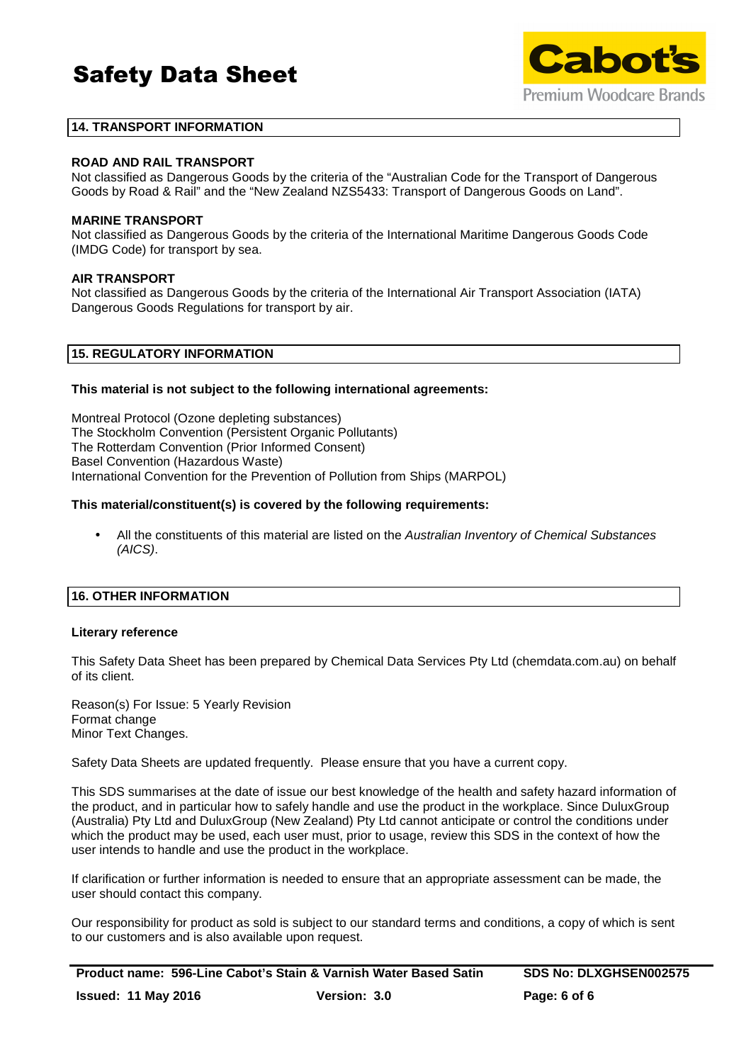## 14. TRANSPORT INFORMATION

**ROAD AND RAIL TRANSPORT**
Not classified as Dangerous Goods by the criteria of the "Australian Code for the Transport of Dangerous Goods by Road & Rail" and the "New Zealand NZS5433: Transport of Dangerous Goods on Land".

**MARINE TRANSPORT**
Not classified as Dangerous Goods by the criteria of the International Maritime Dangerous Goods Code (IMDG Code) for transport by sea.

**AIR TRANSPORT**
Not classified as Dangerous Goods by the criteria of the International Air Transport Association (IATA) Dangerous Goods Regulations for transport by air.

## 15. REGULATORY INFORMATION

**This material is not subject to the following international agreements:**

Montreal Protocol (Ozone depleting substances)
The Stockholm Convention (Persistent Organic Pollutants)
The Rotterdam Convention (Prior Informed Consent)
Basel Convention (Hazardous Waste)
International Convention for the Prevention of Pollution from Ships (MARPOL)

**This material/constituent(s) is covered by the following requirements:**

- All the constituents of this material are listed on the *Australian Inventory of Chemical Substances (AICS)*.

## 16. OTHER INFORMATION

**Literary reference**

This Safety Data Sheet has been prepared by Chemical Data Services Pty Ltd (chemdata.com.au) on behalf of its client.

Reason(s) For Issue: 5 Yearly Revision
Format change
Minor Text Changes.

Safety Data Sheets are updated frequently. Please ensure that you have a current copy.

This SDS summarises at the date of issue our best knowledge of the health and safety hazard information of the product, and in particular how to safely handle and use the product in the workplace. Since DuluxGroup (Australia) Pty Ltd and DuluxGroup (New Zealand) Pty Ltd cannot anticipate or control the conditions under which the product may be used, each user must, prior to usage, review this SDS in the context of how the user intends to handle and use the product in the workplace.

If clarification or further information is needed to ensure that an appropriate assessment can be made, the user should contact this company.

Our responsibility for product as sold is subject to our standard terms and conditions, a copy of which is sent to our customers and is also available upon request.